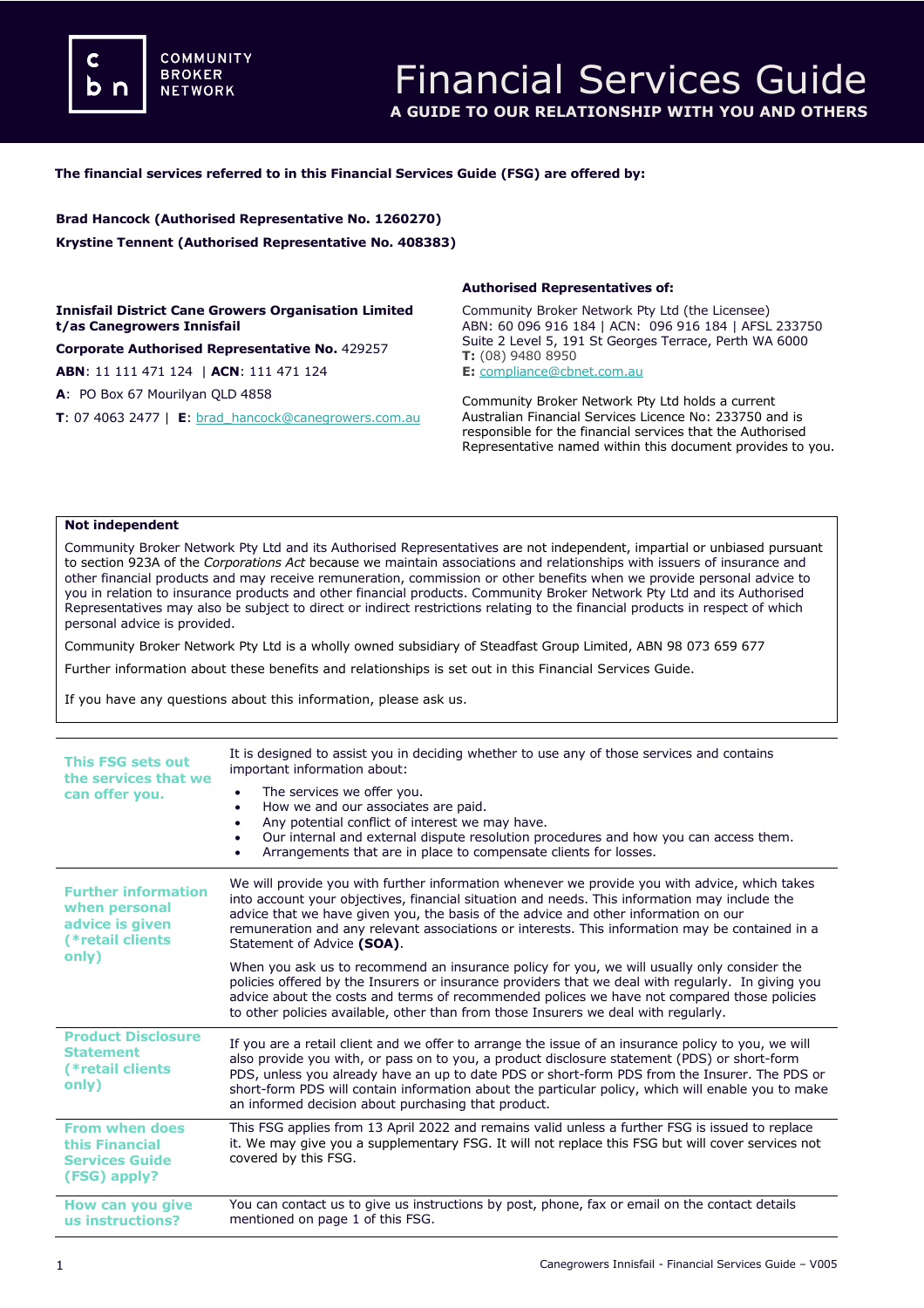# Financial Services Guide

**A GUIDE TO OUR RELATIONSHIP WITH YOU AND OTHERS**

**The financial services referred to in this Financial Services Guide (FSG) are offered by:**

**Brad Hancock (Authorised Representative No. 1260270)**

**Krystine Tennent (Authorised Representative No. 408383)**

**Innisfail District Cane Growers Organisation Limited t/as Canegrowers Innisfail**

**Corporate Authorised Representative No.** 429257

**ABN**: 11 111 471 124 | **ACN**: 111 471 124

**A**: PO Box 67 Mourilyan QLD 4858

**T**: 07 4063 2477 | **E**: brad_hancock@canegrowers.com.au

**Authorised Representatives of:**

Community Broker Network Pty Ltd (the Licensee)
ABN: 60 096 916 184 | ACN: 096 916 184 | AFSL 233750
Suite 2 Level 5, 191 St Georges Terrace, Perth WA 6000
**T:** (08) 9480 8950
**E:** compliance@cbnet.com.au

Community Broker Network Pty Ltd holds a current Australian Financial Services Licence No: 233750 and is responsible for the financial services that the Authorised Representative named within this document provides to you.

**Not independent**

Community Broker Network Pty Ltd and its Authorised Representatives are not independent, impartial or unbiased pursuant to section 923A of the *Corporations Act* because we maintain associations and relationships with issuers of insurance and other financial products and may receive remuneration, commission or other benefits when we provide personal advice to you in relation to insurance products and other financial products. Community Broker Network Pty Ltd and its Authorised Representatives may also be subject to direct or indirect restrictions relating to the financial products in respect of which personal advice is provided.

Community Broker Network Pty Ltd is a wholly owned subsidiary of Steadfast Group Limited, ABN 98 073 659 677

Further information about these benefits and relationships is set out in this Financial Services Guide.

If you have any questions about this information, please ask us.

### This FSG sets out the services that we can offer you.

It is designed to assist you in deciding whether to use any of those services and contains important information about:

- The services we offer you.
- How we and our associates are paid.
- Any potential conflict of interest we may have.
- Our internal and external dispute resolution procedures and how you can access them.
- Arrangements that are in place to compensate clients for losses.

### Further information when personal advice is given (*retail clients only)

We will provide you with further information whenever we provide you with advice, which takes into account your objectives, financial situation and needs. This information may include the advice that we have given you, the basis of the advice and other information on our remuneration and any relevant associations or interests. This information may be contained in a Statement of Advice **(SOA)**.

When you ask us to recommend an insurance policy for you, we will usually only consider the policies offered by the Insurers or insurance providers that we deal with regularly. In giving you advice about the costs and terms of recommended polices we have not compared those policies to other policies available, other than from those Insurers we deal with regularly.

### Product Disclosure Statement (*retail clients only)

If you are a retail client and we offer to arrange the issue of an insurance policy to you, we will also provide you with, or pass on to you, a product disclosure statement (PDS) or short-form PDS, unless you already have an up to date PDS or short-form PDS from the Insurer. The PDS or short-form PDS will contain information about the particular policy, which will enable you to make an informed decision about purchasing that product.

### From when does this Financial Services Guide (FSG) apply?

This FSG applies from 13 April 2022 and remains valid unless a further FSG is issued to replace it. We may give you a supplementary FSG. It will not replace this FSG but will cover services not covered by this FSG.

### How can you give us instructions?

You can contact us to give us instructions by post, phone, fax or email on the contact details mentioned on page 1 of this FSG.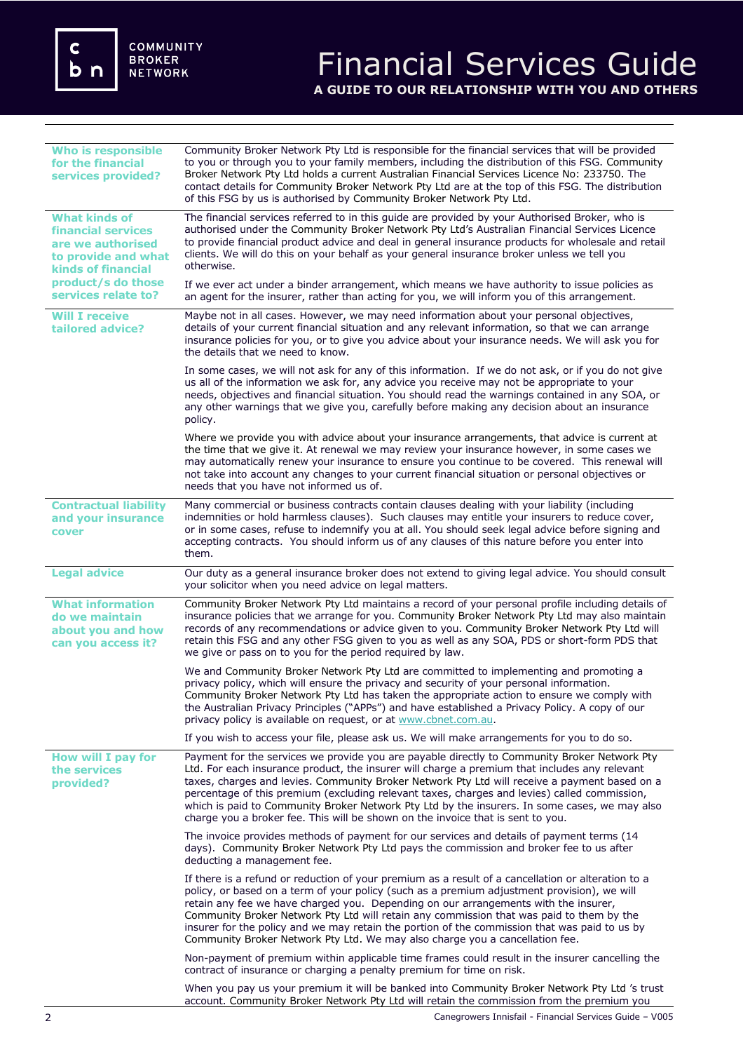# Financial Services Guide

**A GUIDE TO OUR RELATIONSHIP WITH YOU AND OTHERS**

| | |
|---|---|
| **Who is responsible for the financial services provided?** | Community Broker Network Pty Ltd is responsible for the financial services that will be provided to you or through you to your family members, including the distribution of this FSG. Community Broker Network Pty Ltd holds a current Australian Financial Services Licence No: 233750. The contact details for Community Broker Network Pty Ltd are at the top of this FSG. The distribution of this FSG by us is authorised by Community Broker Network Pty Ltd. |
| **What kinds of financial services are we authorised to provide and what kinds of financial product/s do those services relate to?** | The financial services referred to in this guide are provided by your Authorised Broker, who is authorised under the Community Broker Network Pty Ltd's Australian Financial Services Licence to provide financial product advice and deal in general insurance products for wholesale and retail clients. We will do this on your behalf as your general insurance broker unless we tell you otherwise.<br><br>If we ever act under a binder arrangement, which means we have authority to issue policies as an agent for the insurer, rather than acting for you, we will inform you of this arrangement. |
| **Will I receive tailored advice?** | Maybe not in all cases. However, we may need information about your personal objectives, details of your current financial situation and any relevant information, so that we can arrange insurance policies for you, or to give you advice about your insurance needs. We will ask you for the details that we need to know.<br><br>In some cases, we will not ask for any of this information. If we do not ask, or if you do not give us all of the information we ask for, any advice you receive may not be appropriate to your needs, objectives and financial situation. You should read the warnings contained in any SOA, or any other warnings that we give you, carefully before making any decision about an insurance policy.<br><br>Where we provide you with advice about your insurance arrangements, that advice is current at the time that we give it. At renewal we may review your insurance however, in some cases we may automatically renew your insurance to ensure you continue to be covered. This renewal will not take into account any changes to your current financial situation or personal objectives or needs that you have not informed us of. |
| **Contractual liability and your insurance cover** | Many commercial or business contracts contain clauses dealing with your liability (including indemnities or hold harmless clauses). Such clauses may entitle your insurers to reduce cover, or in some cases, refuse to indemnify you at all. You should seek legal advice before signing and accepting contracts. You should inform us of any clauses of this nature before you enter into them. |
| **Legal advice** | Our duty as a general insurance broker does not extend to giving legal advice. You should consult your solicitor when you need advice on legal matters. |
| **What information do we maintain about you and how can you access it?** | Community Broker Network Pty Ltd maintains a record of your personal profile including details of insurance policies that we arrange for you. Community Broker Network Pty Ltd may also maintain records of any recommendations or advice given to you. Community Broker Network Pty Ltd will retain this FSG and any other FSG given to you as well as any SOA, PDS or short-form PDS that we give or pass on to you for the period required by law.<br><br>We and Community Broker Network Pty Ltd are committed to implementing and promoting a privacy policy, which will ensure the privacy and security of your personal information. Community Broker Network Pty Ltd has taken the appropriate action to ensure we comply with the Australian Privacy Principles ("APPs") and have established a Privacy Policy. A copy of our privacy policy is available on request, or at www.cbnet.com.au.<br><br>If you wish to access your file, please ask us. We will make arrangements for you to do so. |
| **How will I pay for the services provided?** | Payment for the services we provide you are payable directly to Community Broker Network Pty Ltd. For each insurance product, the insurer will charge a premium that includes any relevant taxes, charges and levies. Community Broker Network Pty Ltd will receive a payment based on a percentage of this premium (excluding relevant taxes, charges and levies) called commission, which is paid to Community Broker Network Pty Ltd by the insurers. In some cases, we may also charge you a broker fee. This will be shown on the invoice that is sent to you.<br><br>The invoice provides methods of payment for our services and details of payment terms (14 days). Community Broker Network Pty Ltd pays the commission and broker fee to us after deducting a management fee.<br><br>If there is a refund or reduction of your premium as a result of a cancellation or alteration to a policy, or based on a term of your policy (such as a premium adjustment provision), we will retain any fee we have charged you. Depending on our arrangements with the insurer, Community Broker Network Pty Ltd will retain any commission that was paid to them by the insurer for the policy and we may retain the portion of the commission that was paid to us by Community Broker Network Pty Ltd. We may also charge you a cancellation fee.<br><br>Non-payment of premium within applicable time frames could result in the insurer cancelling the contract of insurance or charging a penalty premium for time on risk.<br><br>When you pay us your premium it will be banked into Community Broker Network Pty Ltd 's trust account. Community Broker Network Pty Ltd will retain the commission from the premium you |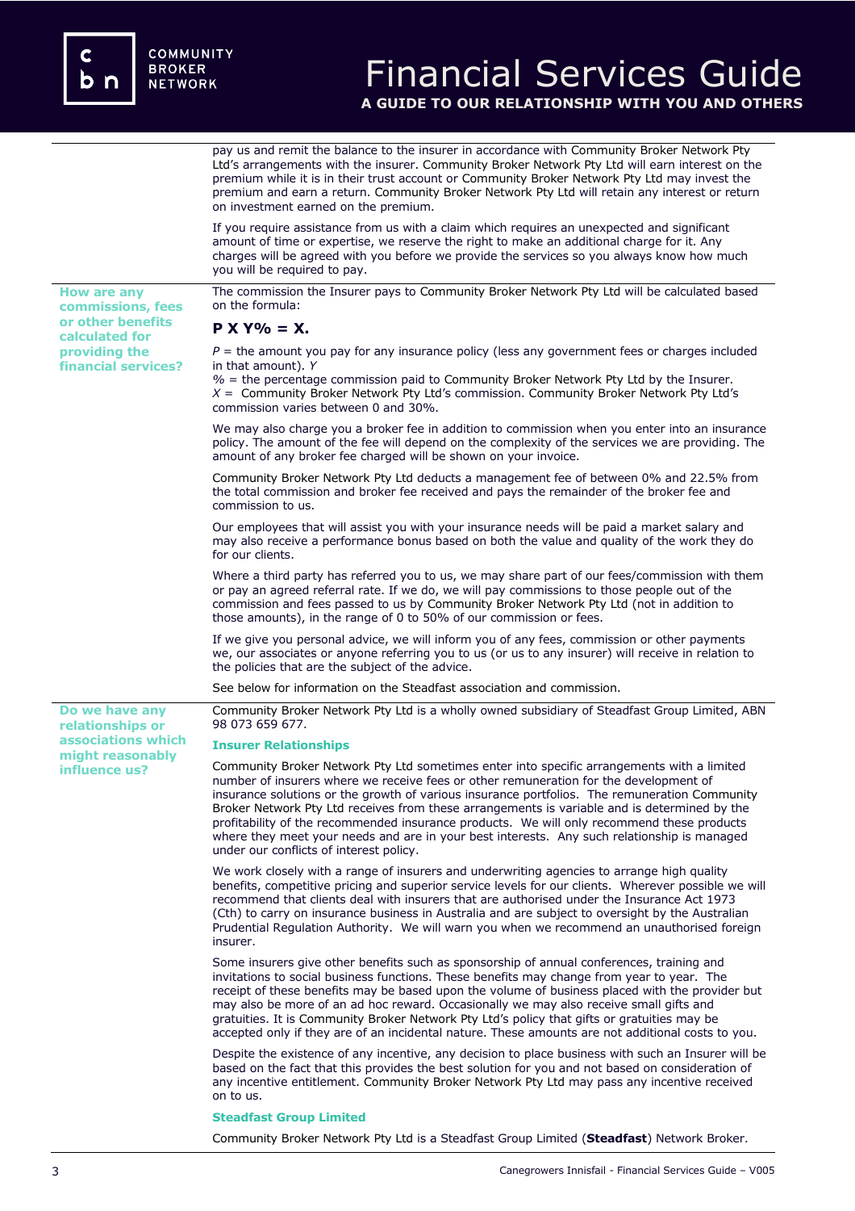pay us and remit the balance to the insurer in accordance with Community Broker Network Pty Ltd's arrangements with the insurer. Community Broker Network Pty Ltd will earn interest on the premium while it is in their trust account or Community Broker Network Pty Ltd may invest the premium and earn a return. Community Broker Network Pty Ltd will retain any interest or return on investment earned on the premium.

If you require assistance from us with a claim which requires an unexpected and significant amount of time or expertise, we reserve the right to make an additional charge for it. Any charges will be agreed with you before we provide the services so you always know how much you will be required to pay.

### How are any commissions, fees or other benefits calculated for providing the financial services?

The commission the Insurer pays to Community Broker Network Pty Ltd will be calculated based on the formula:

**P X Y% = X.**

*P* = the amount you pay for any insurance policy (less any government fees or charges included in that amount). *Y*
% = the percentage commission paid to Community Broker Network Pty Ltd by the Insurer.
*X* = Community Broker Network Pty Ltd's commission. Community Broker Network Pty Ltd's commission varies between 0 and 30%.

We may also charge you a broker fee in addition to commission when you enter into an insurance policy. The amount of the fee will depend on the complexity of the services we are providing. The amount of any broker fee charged will be shown on your invoice.

Community Broker Network Pty Ltd deducts a management fee of between 0% and 22.5% from the total commission and broker fee received and pays the remainder of the broker fee and commission to us.

Our employees that will assist you with your insurance needs will be paid a market salary and may also receive a performance bonus based on both the value and quality of the work they do for our clients.

Where a third party has referred you to us, we may share part of our fees/commission with them or pay an agreed referral rate. If we do, we will pay commissions to those people out of the commission and fees passed to us by Community Broker Network Pty Ltd (not in addition to those amounts), in the range of 0 to 50% of our commission or fees.

If we give you personal advice, we will inform you of any fees, commission or other payments we, our associates or anyone referring you to us (or us to any insurer) will receive in relation to the policies that are the subject of the advice.

See below for information on the Steadfast association and commission.

### Do we have any relationships or associations which might reasonably influence us?

Community Broker Network Pty Ltd is a wholly owned subsidiary of Steadfast Group Limited, ABN 98 073 659 677.

#### Insurer Relationships

Community Broker Network Pty Ltd sometimes enter into specific arrangements with a limited number of insurers where we receive fees or other remuneration for the development of insurance solutions or the growth of various insurance portfolios. The remuneration Community Broker Network Pty Ltd receives from these arrangements is variable and is determined by the profitability of the recommended insurance products. We will only recommend these products where they meet your needs and are in your best interests. Any such relationship is managed under our conflicts of interest policy.

We work closely with a range of insurers and underwriting agencies to arrange high quality benefits, competitive pricing and superior service levels for our clients. Wherever possible we will recommend that clients deal with insurers that are authorised under the Insurance Act 1973 (Cth) to carry on insurance business in Australia and are subject to oversight by the Australian Prudential Regulation Authority. We will warn you when we recommend an unauthorised foreign insurer.

Some insurers give other benefits such as sponsorship of annual conferences, training and invitations to social business functions. These benefits may change from year to year. The receipt of these benefits may be based upon the volume of business placed with the provider but may also be more of an ad hoc reward. Occasionally we may also receive small gifts and gratuities. It is Community Broker Network Pty Ltd's policy that gifts or gratuities may be accepted only if they are of an incidental nature. These amounts are not additional costs to you.

Despite the existence of any incentive, any decision to place business with such an Insurer will be based on the fact that this provides the best solution for you and not based on consideration of any incentive entitlement. Community Broker Network Pty Ltd may pass any incentive received on to us.

#### Steadfast Group Limited

Community Broker Network Pty Ltd is a Steadfast Group Limited (**Steadfast**) Network Broker.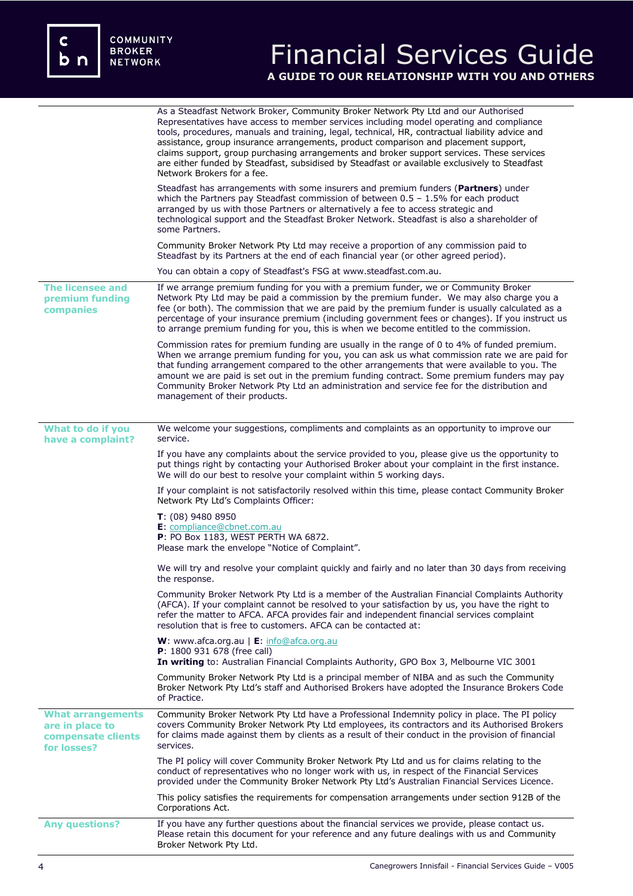As a Steadfast Network Broker, Community Broker Network Pty Ltd and our Authorised Representatives have access to member services including model operating and compliance tools, procedures, manuals and training, legal, technical, HR, contractual liability advice and assistance, group insurance arrangements, product comparison and placement support, claims support, group purchasing arrangements and broker support services. These services are either funded by Steadfast, subsidised by Steadfast or available exclusively to Steadfast Network Brokers for a fee.

Steadfast has arrangements with some insurers and premium funders (**Partners**) under which the Partners pay Steadfast commission of between 0.5 – 1.5% for each product arranged by us with those Partners or alternatively a fee to access strategic and technological support and the Steadfast Broker Network. Steadfast is also a shareholder of some Partners.

Community Broker Network Pty Ltd may receive a proportion of any commission paid to Steadfast by its Partners at the end of each financial year (or other agreed period).

You can obtain a copy of Steadfast's FSG at www.steadfast.com.au.

## The licensee and premium funding companies

If we arrange premium funding for you with a premium funder, we or Community Broker Network Pty Ltd may be paid a commission by the premium funder. We may also charge you a fee (or both). The commission that we are paid by the premium funder is usually calculated as a percentage of your insurance premium (including government fees or changes). If you instruct us to arrange premium funding for you, this is when we become entitled to the commission.

Commission rates for premium funding are usually in the range of 0 to 4% of funded premium. When we arrange premium funding for you, you can ask us what commission rate we are paid for that funding arrangement compared to the other arrangements that were available to you. The amount we are paid is set out in the premium funding contract. Some premium funders may pay Community Broker Network Pty Ltd an administration and service fee for the distribution and management of their products.

## What to do if you have a complaint?

We welcome your suggestions, compliments and complaints as an opportunity to improve our service.

If you have any complaints about the service provided to you, please give us the opportunity to put things right by contacting your Authorised Broker about your complaint in the first instance. We will do our best to resolve your complaint within 5 working days.

If your complaint is not satisfactorily resolved within this time, please contact Community Broker Network Pty Ltd's Complaints Officer:

**T**: (08) 9480 8950
**E**: compliance@cbnet.com.au
**P**: PO Box 1183, WEST PERTH WA 6872.
Please mark the envelope "Notice of Complaint".

We will try and resolve your complaint quickly and fairly and no later than 30 days from receiving the response.

Community Broker Network Pty Ltd is a member of the Australian Financial Complaints Authority (AFCA). If your complaint cannot be resolved to your satisfaction by us, you have the right to refer the matter to AFCA. AFCA provides fair and independent financial services complaint resolution that is free to customers. AFCA can be contacted at:

**W**: www.afca.org.au | **E**: info@afca.org.au
**P**: 1800 931 678 (free call)
**In writing** to: Australian Financial Complaints Authority, GPO Box 3, Melbourne VIC 3001

Community Broker Network Pty Ltd is a principal member of NIBA and as such the Community Broker Network Pty Ltd's staff and Authorised Brokers have adopted the Insurance Brokers Code of Practice.

## What arrangements are in place to compensate clients for losses?

Community Broker Network Pty Ltd have a Professional Indemnity policy in place. The PI policy covers Community Broker Network Pty Ltd employees, its contractors and its Authorised Brokers for claims made against them by clients as a result of their conduct in the provision of financial services.

The PI policy will cover Community Broker Network Pty Ltd and us for claims relating to the conduct of representatives who no longer work with us, in respect of the Financial Services provided under the Community Broker Network Pty Ltd's Australian Financial Services Licence.

This policy satisfies the requirements for compensation arrangements under section 912B of the Corporations Act.

## Any questions?

If you have any further questions about the financial services we provide, please contact us. Please retain this document for your reference and any future dealings with us and Community Broker Network Pty Ltd.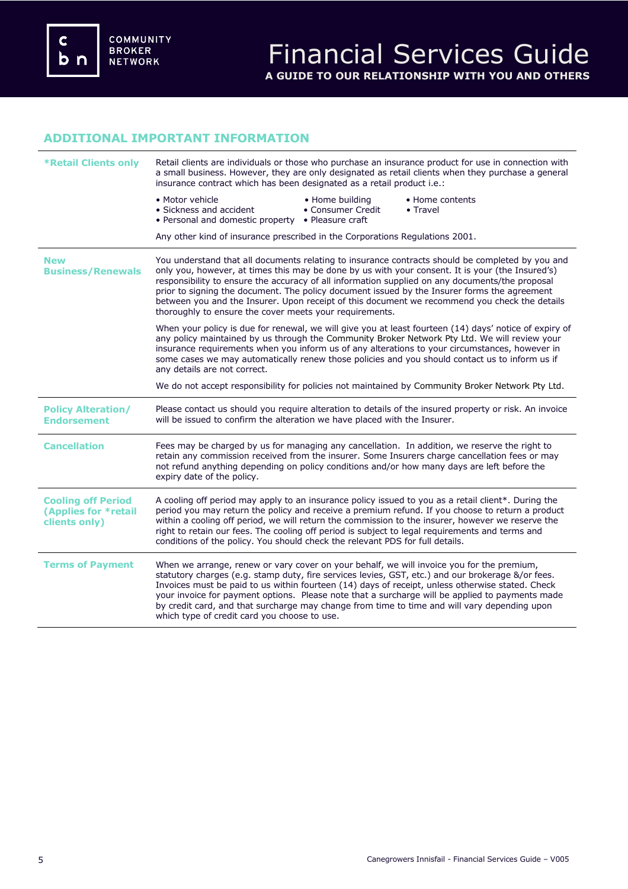## ADDITIONAL IMPORTANT INFORMATION

| | |
|---|---|
| **\*Retail Clients only** | Retail clients are individuals or those who purchase an insurance product for use in connection with a small business. However, they are only designated as retail clients when they purchase a general insurance contract which has been designated as a retail product i.e.:<br>• Motor vehicle • Home building • Home contents<br>• Sickness and accident • Consumer Credit • Travel<br>• Personal and domestic property • Pleasure craft<br>Any other kind of insurance prescribed in the Corporations Regulations 2001. |
| **New Business/Renewals** | You understand that all documents relating to insurance contracts should be completed by you and only you, however, at times this may be done by us with your consent. It is your (the Insured's) responsibility to ensure the accuracy of all information supplied on any documents/the proposal prior to signing the document. The policy document issued by the Insurer forms the agreement between you and the Insurer. Upon receipt of this document we recommend you check the details thoroughly to ensure the cover meets your requirements.<br>When your policy is due for renewal, we will give you at least fourteen (14) days' notice of expiry of any policy maintained by us through the Community Broker Network Pty Ltd. We will review your insurance requirements when you inform us of any alterations to your circumstances, however in some cases we may automatically renew those policies and you should contact us to inform us if any details are not correct.<br>We do not accept responsibility for policies not maintained by Community Broker Network Pty Ltd. |
| **Policy Alteration/ Endorsement** | Please contact us should you require alteration to details of the insured property or risk. An invoice will be issued to confirm the alteration we have placed with the Insurer. |
| **Cancellation** | Fees may be charged by us for managing any cancellation. In addition, we reserve the right to retain any commission received from the insurer. Some Insurers charge cancellation fees or may not refund anything depending on policy conditions and/or how many days are left before the expiry date of the policy. |
| **Cooling off Period (Applies for \*retail clients only)** | A cooling off period may apply to an insurance policy issued to you as a retail client\*. During the period you may return the policy and receive a premium refund. If you choose to return a product within a cooling off period, we will return the commission to the insurer, however we reserve the right to retain our fees. The cooling off period is subject to legal requirements and terms and conditions of the policy. You should check the relevant PDS for full details. |
| **Terms of Payment** | When we arrange, renew or vary cover on your behalf, we will invoice you for the premium, statutory charges (e.g. stamp duty, fire services levies, GST, etc.) and our brokerage &/or fees. Invoices must be paid to us within fourteen (14) days of receipt, unless otherwise stated. Check your invoice for payment options. Please note that a surcharge will be applied to payments made by credit card, and that surcharge may change from time to time and will vary depending upon which type of credit card you choose to use. |